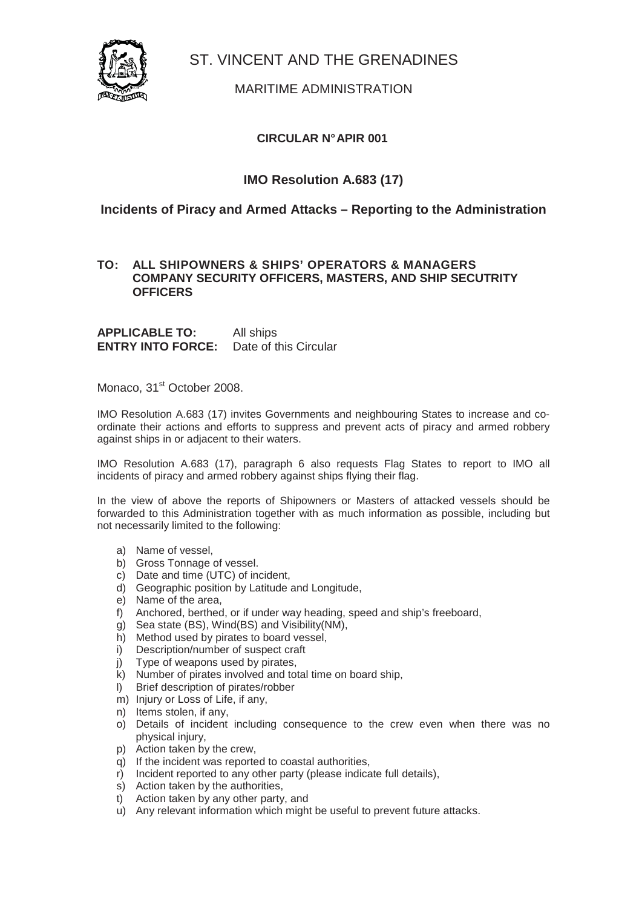# ST. VINCENT AND THE GRENADINES

## MARITIME ADMINISTRATION

**CIRCULAR N° APIR 001**

### IMO Resolution A.683 (17)

### Incidents of Piracy and Armed Attacks – Reporting to the Administration

**TO: ALL SHIPOWNERS & SHIPS' OPERATORS & MANAGERS COMPANY SECURITY OFFICERS, MASTERS, AND SHIP SECUTRITY OFFICERS**

**APPLICABLE TO:** All ships
**ENTRY INTO FORCE:** Date of this Circular

Monaco, 31st October 2008.

IMO Resolution A.683 (17) invites Governments and neighbouring States to increase and co-ordinate their actions and efforts to suppress and prevent acts of piracy and armed robbery against ships in or adjacent to their waters.

IMO Resolution A.683 (17), paragraph 6 also requests Flag States to report to IMO all incidents of piracy and armed robbery against ships flying their flag.

In the view of above the reports of Shipowners or Masters of attacked vessels should be forwarded to this Administration together with as much information as possible, including but not necessarily limited to the following:

a) Name of vessel,
b) Gross Tonnage of vessel.
c) Date and time (UTC) of incident,
d) Geographic position by Latitude and Longitude,
e) Name of the area,
f) Anchored, berthed, or if under way heading, speed and ship's freeboard,
g) Sea state (BS), Wind(BS) and Visibility(NM),
h) Method used by pirates to board vessel,
i) Description/number of suspect craft
j) Type of weapons used by pirates,
k) Number of pirates involved and total time on board ship,
l) Brief description of pirates/robber
m) Injury or Loss of Life, if any,
n) Items stolen, if any,
o) Details of incident including consequence to the crew even when there was no physical injury,
p) Action taken by the crew,
q) If the incident was reported to coastal authorities,
r) Incident reported to any other party (please indicate full details),
s) Action taken by the authorities,
t) Action taken by any other party, and
u) Any relevant information which might be useful to prevent future attacks.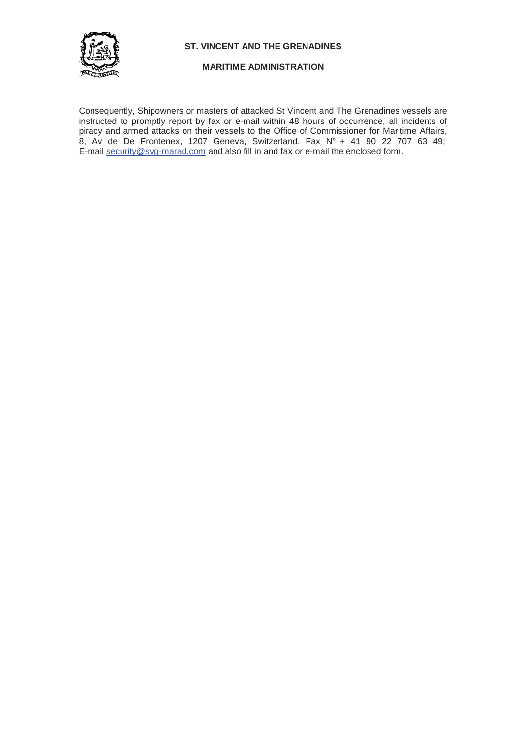Consequently, Shipowners or masters of attacked St Vincent and The Grenadines vessels are instructed to promptly report by fax or e-mail within 48 hours of occurrence, all incidents of piracy and armed attacks on their vessels to the Office of Commissioner for Maritime Affairs, 8, Av de De Frontenex, 1207 Geneva, Switzerland. Fax N° + 41 90 22 707 63 49; E-mail security@svg-marad.com and also fill in and fax or e-mail the enclosed form.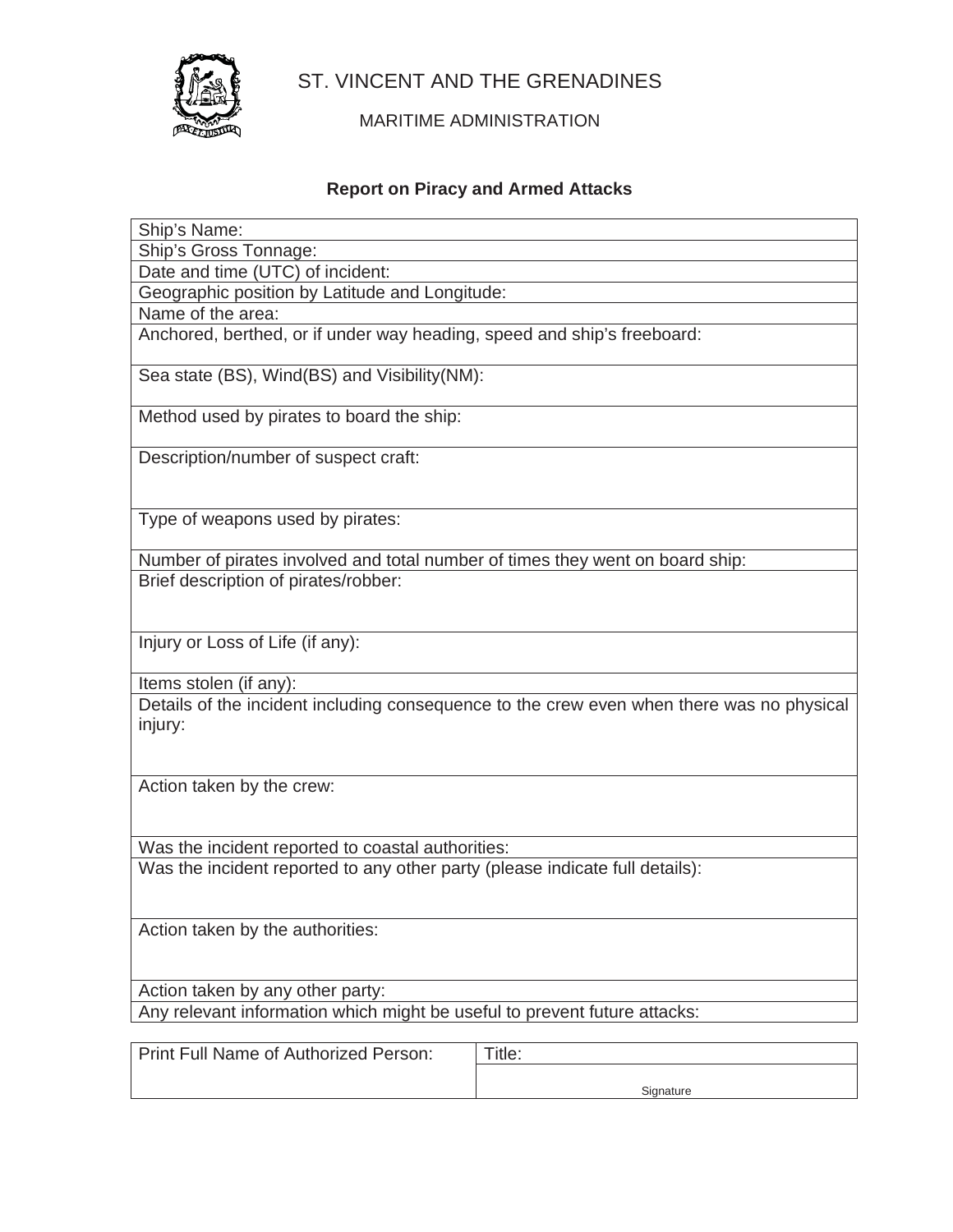ST. VINCENT AND THE GRENADINES

MARITIME ADMINISTRATION

**Report on Piracy and Armed Attacks**

| |
|---|
| Ship's Name: |
| Ship's Gross Tonnage: |
| Date and time (UTC) of incident: |
| Geographic position by Latitude and Longitude: |
| Name of the area: |
| Anchored, berthed, or if under way heading, speed and ship's freeboard: |
| Sea state (BS), Wind(BS) and Visibility(NM): |
| Method used by pirates to board the ship: |
| Description/number of suspect craft: |
| Type of weapons used by pirates: |
| Number of pirates involved and total number of times they went on board ship: |
| Brief description of pirates/robber: |
| Injury or Loss of Life (if any): |
| Items stolen (if any): |
| Details of the incident including consequence to the crew even when there was no physical injury: |
| Action taken by the crew: |
| Was the incident reported to coastal authorities: |
| Was the incident reported to any other party (please indicate full details): |
| Action taken by the authorities: |
| Action taken by any other party: |
| Any relevant information which might be useful to prevent future attacks: |

| | |
|---|---|
| Print Full Name of Authorized Person: | Title: |
| | Signature |